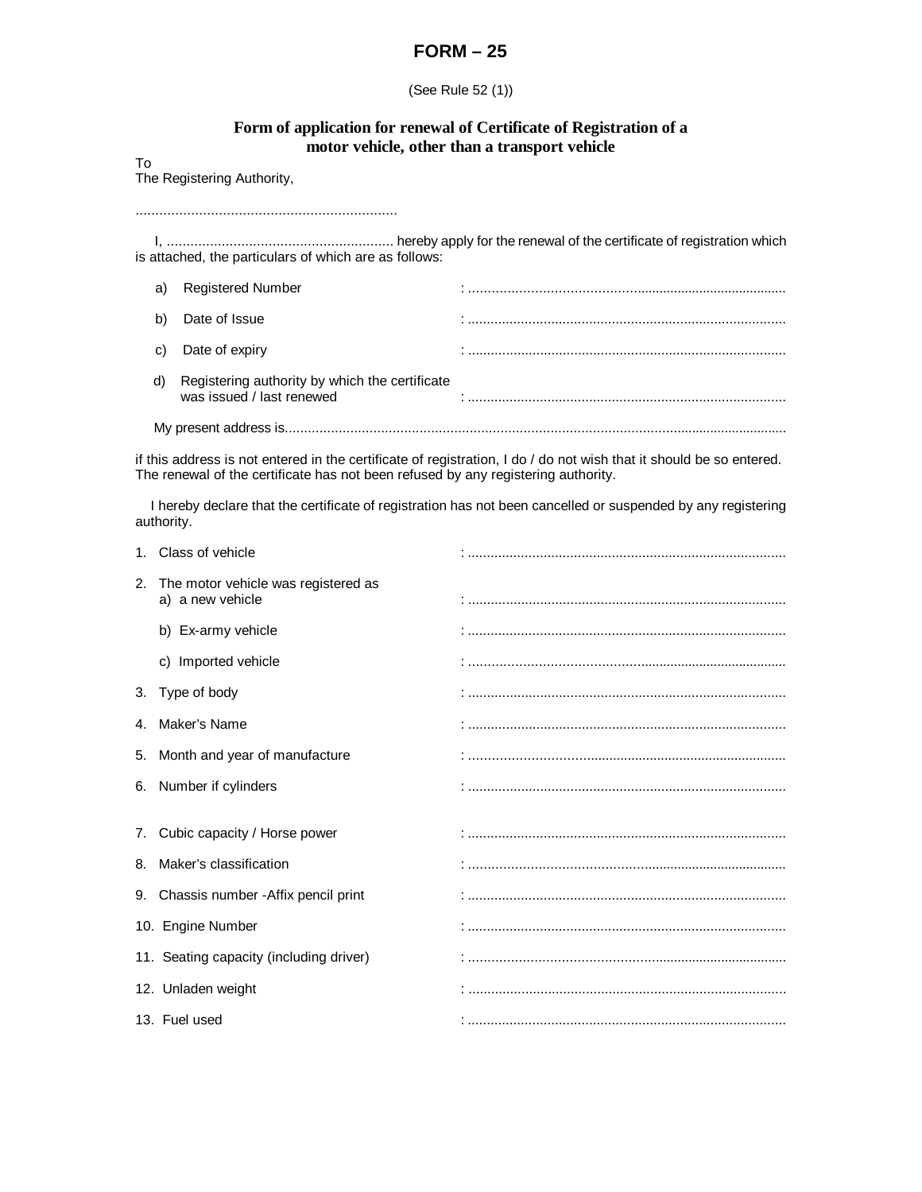# FORM – 25

(See Rule 52 (1))

## Form of application for renewal of Certificate of Registration of a motor vehicle, other than a transport vehicle

To
The Registering Authority,

..................................................................

I, .......................................................... hereby apply for the renewal of the certificate of registration which is attached, the particulars of which are as follows:

a) Registered Number : ...................................................................................

b) Date of Issue : ...................................................................................

c) Date of expiry : ...................................................................................

d) Registering authority by which the certificate was issued / last renewed : ...................................................................................

My present address is...................................................................................................................................

if this address is not entered in the certificate of registration, I do / do not wish that it should be so entered. The renewal of the certificate has not been refused by any registering authority.

I hereby declare that the certificate of registration has not been cancelled or suspended by any registering authority.

1. Class of vehicle : ...................................................................................
2. The motor vehicle was registered as
   a) a new vehicle : ...................................................................................
   b) Ex-army vehicle : ...................................................................................
   c) Imported vehicle : ...................................................................................
3. Type of body : ...................................................................................
4. Maker's Name : ...................................................................................
5. Month and year of manufacture : ...................................................................................
6. Number if cylinders : ...................................................................................
7. Cubic capacity / Horse power : ...................................................................................
8. Maker's classification : ...................................................................................
9. Chassis number -Affix pencil print : ...................................................................................
10. Engine Number : ...................................................................................
11. Seating capacity (including driver) : ...................................................................................
12. Unladen weight : ...................................................................................
13. Fuel used : ...................................................................................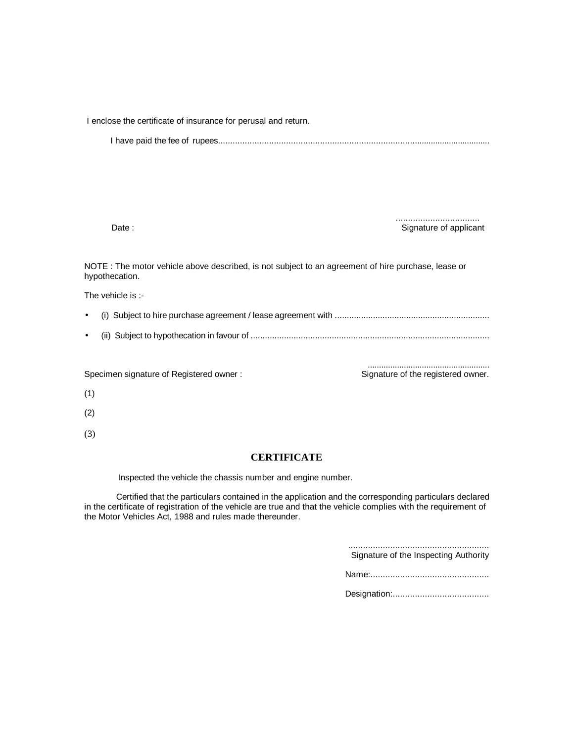I enclose the certificate of insurance for perusal and return.

I have paid the fee of rupees.................................................................................................................

..................................
Date : Signature of applicant

NOTE : The motor vehicle above described, is not subject to an agreement of hire purchase, lease or hypothecation.

The vehicle is :-

- (i) Subject to hire purchase agreement / lease agreement with .................................................................
- (ii) Subject to hypothecation in favour of .....................................................................................................

.....................................................
Specimen signature of Registered owner : Signature of the registered owner.

(1)

(2)

(3)

## CERTIFICATE

Inspected the vehicle the chassis number and engine number.

Certified that the particulars contained in the application and the corresponding particulars declared in the certificate of registration of the vehicle are true and that the vehicle complies with the requirement of the Motor Vehicles Act, 1988 and rules made thereunder.

..........................................................
Signature of the Inspecting Authority

Name:................................................

Designation:.......................................